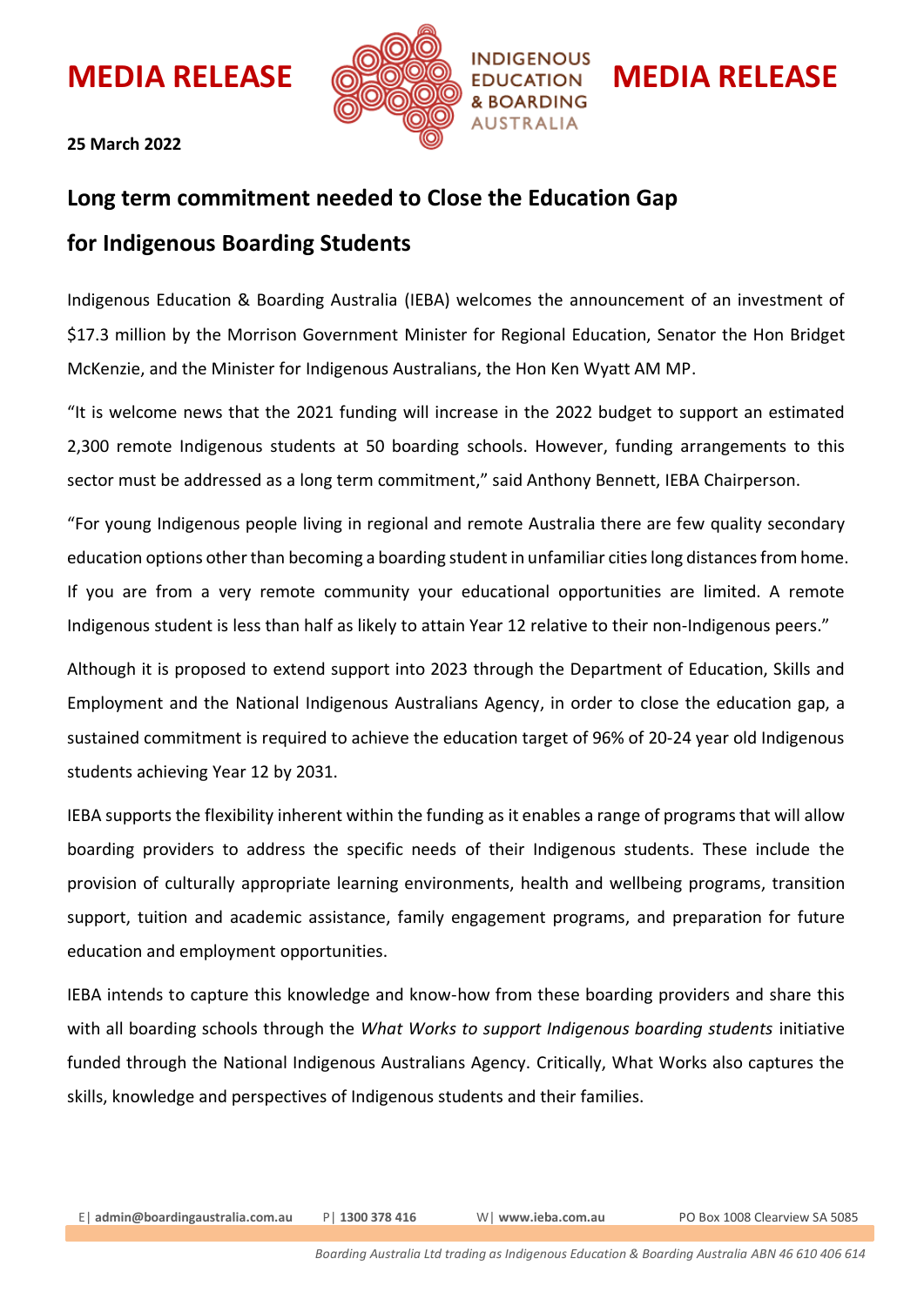**MEDIA RELEASE** INDIGENOUS EDUCATION & BOARDING AUSTRALIA **MEDIA RELEASE**

**25 March 2022**

## Long term commitment needed to Close the Education Gap for Indigenous Boarding Students

Indigenous Education & Boarding Australia (IEBA) welcomes the announcement of an investment of $17.3 million by the Morrison Government Minister for Regional Education, Senator the Hon Bridget McKenzie, and the Minister for Indigenous Australians, the Hon Ken Wyatt AM MP.

"It is welcome news that the 2021 funding will increase in the 2022 budget to support an estimated 2,300 remote Indigenous students at 50 boarding schools. However, funding arrangements to this sector must be addressed as a long term commitment," said Anthony Bennett, IEBA Chairperson.

"For young Indigenous people living in regional and remote Australia there are few quality secondary education options other than becoming a boarding student in unfamiliar cities long distances from home. If you are from a very remote community your educational opportunities are limited. A remote Indigenous student is less than half as likely to attain Year 12 relative to their non-Indigenous peers."

Although it is proposed to extend support into 2023 through the Department of Education, Skills and Employment and the National Indigenous Australians Agency, in order to close the education gap, a sustained commitment is required to achieve the education target of 96% of 20-24 year old Indigenous students achieving Year 12 by 2031.

IEBA supports the flexibility inherent within the funding as it enables a range of programs that will allow boarding providers to address the specific needs of their Indigenous students. These include the provision of culturally appropriate learning environments, health and wellbeing programs, transition support, tuition and academic assistance, family engagement programs, and preparation for future education and employment opportunities.

IEBA intends to capture this knowledge and know-how from these boarding providers and share this with all boarding schools through the *What Works to support Indigenous boarding students* initiative funded through the National Indigenous Australians Agency. Critically, What Works also captures the skills, knowledge and perspectives of Indigenous students and their families.

E| **admin@boardingaustralia.com.au** P| **1300 378 416** W| **www.ieba.com.au** PO Box 1008 Clearview SA 5085

*Boarding Australia Ltd trading as Indigenous Education & Boarding Australia ABN 46 610 406 614*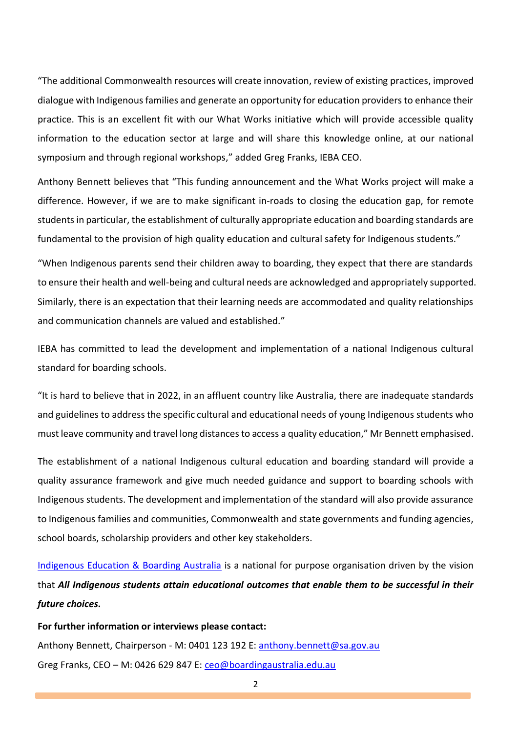"The additional Commonwealth resources will create innovation, review of existing practices, improved dialogue with Indigenous families and generate an opportunity for education providers to enhance their practice. This is an excellent fit with our What Works initiative which will provide accessible quality information to the education sector at large and will share this knowledge online, at our national symposium and through regional workshops," added Greg Franks, IEBA CEO.

Anthony Bennett believes that "This funding announcement and the What Works project will make a difference. However, if we are to make significant in-roads to closing the education gap, for remote students in particular, the establishment of culturally appropriate education and boarding standards are fundamental to the provision of high quality education and cultural safety for Indigenous students."

"When Indigenous parents send their children away to boarding, they expect that there are standards to ensure their health and well-being and cultural needs are acknowledged and appropriately supported. Similarly, there is an expectation that their learning needs are accommodated and quality relationships and communication channels are valued and established."

IEBA has committed to lead the development and implementation of a national Indigenous cultural standard for boarding schools.

"It is hard to believe that in 2022, in an affluent country like Australia, there are inadequate standards and guidelines to address the specific cultural and educational needs of young Indigenous students who must leave community and travel long distances to access a quality education," Mr Bennett emphasised.

The establishment of a national Indigenous cultural education and boarding standard will provide a quality assurance framework and give much needed guidance and support to boarding schools with Indigenous students. The development and implementation of the standard will also provide assurance to Indigenous families and communities, Commonwealth and state governments and funding agencies, school boards, scholarship providers and other key stakeholders.

[Indigenous Education & Boarding Australia]() is a national for purpose organisation driven by the vision that ***All Indigenous students attain educational outcomes that enable them to be successful in their future choices.***

**For further information or interviews please contact:**

Anthony Bennett, Chairperson - M: 0401 123 192 E: anthony.bennett@sa.gov.au

Greg Franks, CEO – M: 0426 629 847 E: ceo@boardingaustralia.edu.au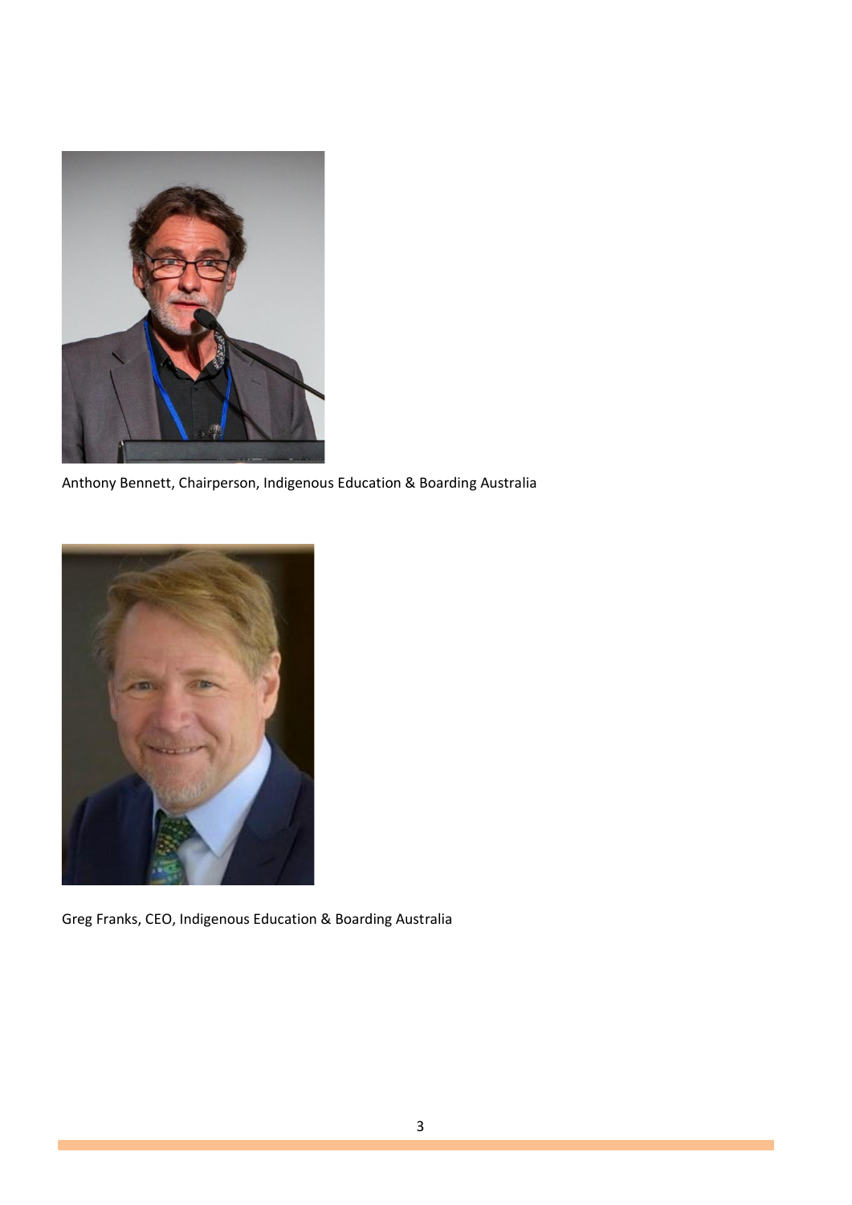Anthony Bennett, Chairperson, Indigenous Education & Boarding Australia

Greg Franks, CEO, Indigenous Education & Boarding Australia